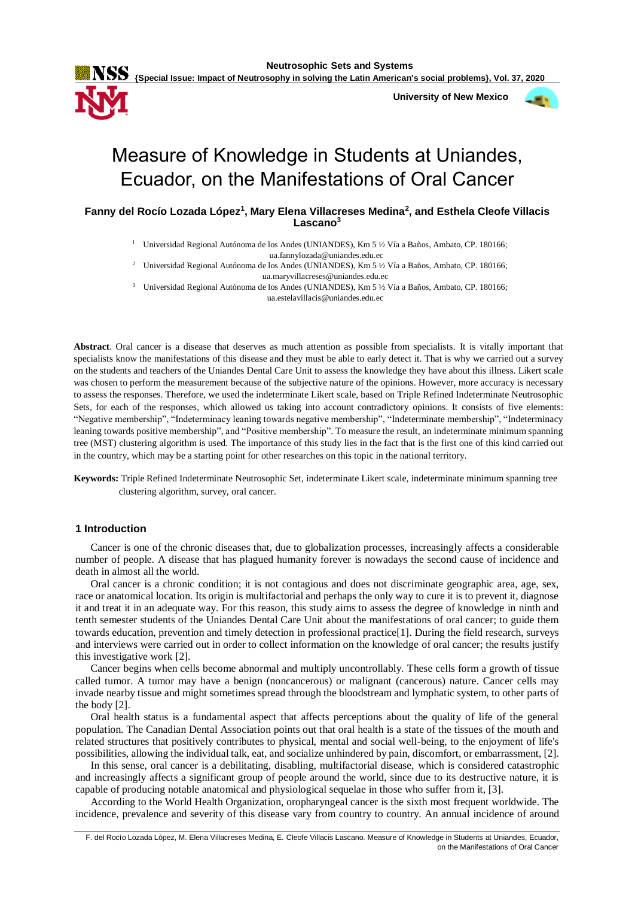# Measure of Knowledge in Students at Uniandes, Ecuador, on the Manifestations of Oral Cancer

**Fanny del Rocío Lozada López[1], Mary Elena Villacreses Medina[2], and Esthela Cleofe Villacis Lascano[3]**

[1] Universidad Regional Autónoma de los Andes (UNIANDES), Km 5 ½ Vía a Baños, Ambato, CP. 180166; ua.fannylozada@uniandes.edu.ec

[2] Universidad Regional Autónoma de los Andes (UNIANDES), Km 5 ½ Vía a Baños, Ambato, CP. 180166; ua.maryvillacreses@uniandes.edu.ec

[3] Universidad Regional Autónoma de los Andes (UNIANDES), Km 5 ½ Vía a Baños, Ambato, CP. 180166; ua.estelavillacis@uniandes.edu.ec

**Abstract**. Oral cancer is a disease that deserves as much attention as possible from specialists. It is vitally important that specialists know the manifestations of this disease and they must be able to early detect it. That is why we carried out a survey on the students and teachers of the Uniandes Dental Care Unit to assess the knowledge they have about this illness. Likert scale was chosen to perform the measurement because of the subjective nature of the opinions. However, more accuracy is necessary to assess the responses. Therefore, we used the indeterminate Likert scale, based on Triple Refined Indeterminate Neutrosophic Sets, for each of the responses, which allowed us taking into account contradictory opinions. It consists of five elements: "Negative membership", "Indeterminacy leaning towards negative membership", "Indeterminate membership", "Indeterminacy leaning towards positive membership", and "Positive membership". To measure the result, an indeterminate minimum spanning tree (MST) clustering algorithm is used. The importance of this study lies in the fact that is the first one of this kind carried out in the country, which may be a starting point for other researches on this topic in the national territory.

**Keywords:** Triple Refined Indeterminate Neutrosophic Set, indeterminate Likert scale, indeterminate minimum spanning tree clustering algorithm, survey, oral cancer.

## 1 Introduction

Cancer is one of the chronic diseases that, due to globalization processes, increasingly affects a considerable number of people. A disease that has plagued humanity forever is nowadays the second cause of incidence and death in almost all the world.

Oral cancer is a chronic condition; it is not contagious and does not discriminate geographic area, age, sex, race or anatomical location. Its origin is multifactorial and perhaps the only way to cure it is to prevent it, diagnose it and treat it in an adequate way. For this reason, this study aims to assess the degree of knowledge in ninth and tenth semester students of the Uniandes Dental Care Unit about the manifestations of oral cancer; to guide them towards education, prevention and timely detection in professional practice[1]. During the field research, surveys and interviews were carried out in order to collect information on the knowledge of oral cancer; the results justify this investigative work [2].

Cancer begins when cells become abnormal and multiply uncontrollably. These cells form a growth of tissue called tumor. A tumor may have a benign (noncancerous) or malignant (cancerous) nature. Cancer cells may invade nearby tissue and might sometimes spread through the bloodstream and lymphatic system, to other parts of the body [2].

Oral health status is a fundamental aspect that affects perceptions about the quality of life of the general population. The Canadian Dental Association points out that oral health is a state of the tissues of the mouth and related structures that positively contributes to physical, mental and social well-being, to the enjoyment of life's possibilities, allowing the individual talk, eat, and socialize unhindered by pain, discomfort, or embarrassment, [2].

In this sense, oral cancer is a debilitating, disabling, multifactorial disease, which is considered catastrophic and increasingly affects a significant group of people around the world, since due to its destructive nature, it is capable of producing notable anatomical and physiological sequelae in those who suffer from it, [3].

According to the World Health Organization, oropharyngeal cancer is the sixth most frequent worldwide. The incidence, prevalence and severity of this disease vary from country to country. An annual incidence of around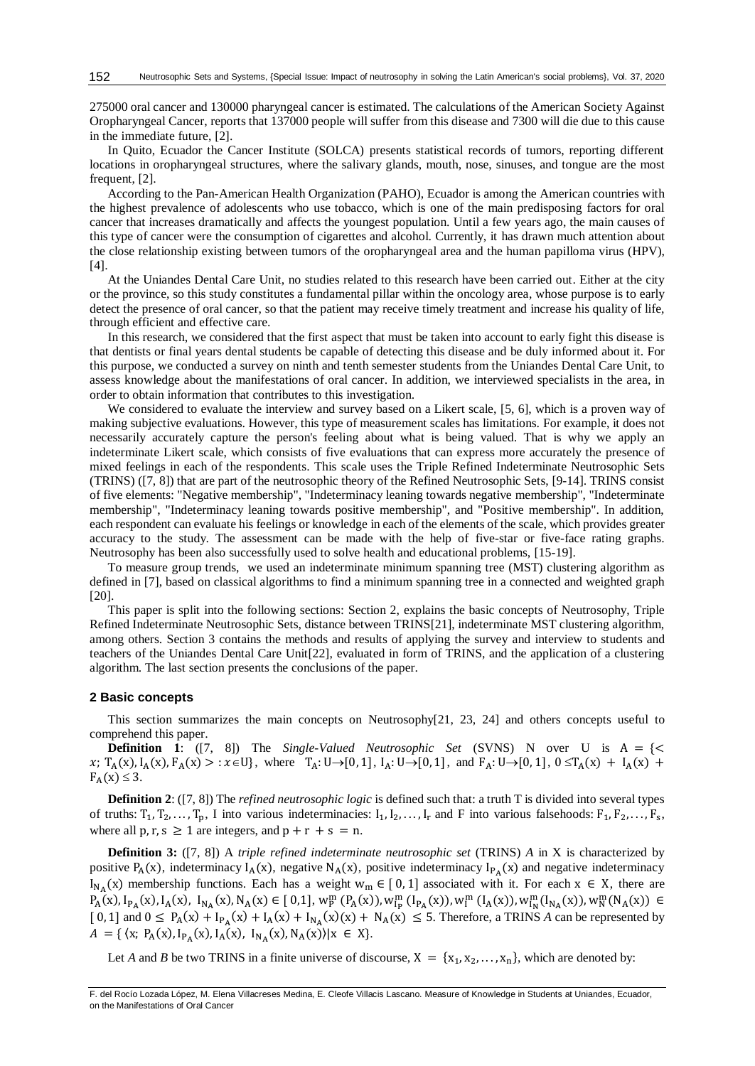275000 oral cancer and 130000 pharyngeal cancer is estimated. The calculations of the American Society Against Oropharyngeal Cancer, reports that 137000 people will suffer from this disease and 7300 will die due to this cause in the immediate future, [2].

In Quito, Ecuador the Cancer Institute (SOLCA) presents statistical records of tumors, reporting different locations in oropharyngeal structures, where the salivary glands, mouth, nose, sinuses, and tongue are the most frequent, [2].

According to the Pan-American Health Organization (PAHO), Ecuador is among the American countries with the highest prevalence of adolescents who use tobacco, which is one of the main predisposing factors for oral cancer that increases dramatically and affects the youngest population. Until a few years ago, the main causes of this type of cancer were the consumption of cigarettes and alcohol. Currently, it has drawn much attention about the close relationship existing between tumors of the oropharyngeal area and the human papilloma virus (HPV), [4].

At the Uniandes Dental Care Unit, no studies related to this research have been carried out. Either at the city or the province, so this study constitutes a fundamental pillar within the oncology area, whose purpose is to early detect the presence of oral cancer, so that the patient may receive timely treatment and increase his quality of life, through efficient and effective care.

In this research, we considered that the first aspect that must be taken into account to early fight this disease is that dentists or final years dental students be capable of detecting this disease and be duly informed about it. For this purpose, we conducted a survey on ninth and tenth semester students from the Uniandes Dental Care Unit, to assess knowledge about the manifestations of oral cancer. In addition, we interviewed specialists in the area, in order to obtain information that contributes to this investigation.

We considered to evaluate the interview and survey based on a Likert scale, [5, 6], which is a proven way of making subjective evaluations. However, this type of measurement scales has limitations. For example, it does not necessarily accurately capture the person's feeling about what is being valued. That is why we apply an indeterminate Likert scale, which consists of five evaluations that can express more accurately the presence of mixed feelings in each of the respondents. This scale uses the Triple Refined Indeterminate Neutrosophic Sets (TRINS) ([7, 8]) that are part of the neutrosophic theory of the Refined Neutrosophic Sets, [9-14]. TRINS consist of five elements: "Negative membership", "Indeterminacy leaning towards negative membership", "Indeterminate membership", "Indeterminacy leaning towards positive membership", and "Positive membership". In addition, each respondent can evaluate his feelings or knowledge in each of the elements of the scale, which provides greater accuracy to the study. The assessment can be made with the help of five-star or five-face rating graphs. Neutrosophy has been also successfully used to solve health and educational problems, [15-19].

To measure group trends, we used an indeterminate minimum spanning tree (MST) clustering algorithm as defined in [7], based on classical algorithms to find a minimum spanning tree in a connected and weighted graph [20].

This paper is split into the following sections: Section 2, explains the basic concepts of Neutrosophy, Triple Refined Indeterminate Neutrosophic Sets, distance between TRINS[21], indeterminate MST clustering algorithm, among others. Section 3 contains the methods and results of applying the survey and interview to students and teachers of the Uniandes Dental Care Unit[22], evaluated in form of TRINS, and the application of a clustering algorithm. The last section presents the conclusions of the paper.

## 2 Basic concepts

This section summarizes the main concepts on Neutrosophy[21, 23, 24] and others concepts useful to comprehend this paper.

**Definition 1**: ([7, 8]) The *Single-Valued Neutrosophic Set* (SVNS) N over U is $A = \{< x;\ T_A(x), I_A(x), F_A(x) >: x \in U\}$, where $T_A: U \rightarrow [0,1]$, $I_A: U \rightarrow [0,1]$, and $F_A: U \rightarrow [0,1]$, $0 \leq T_A(x) + I_A(x) + F_A(x) \leq 3$.

**Definition 2**: ([7, 8]) The *refined neutrosophic logic* is defined such that: a truth T is divided into several types of truths: $T_1, T_2, \ldots, T_p$, I into various indeterminacies: $I_1, I_2, \ldots, I_r$ and F into various falsehoods: $F_1, F_2, \ldots, F_s$, where all $p, r, s \geq 1$ are integers, and $p + r + s = n$.

**Definition 3:** ([7, 8]) A *triple refined indeterminate neutrosophic set* (TRINS) *A* in X is characterized by positive $P_A(x)$, indeterminacy $I_A(x)$, negative $N_A(x)$, positive indeterminacy $I_{P_A}(x)$ and negative indeterminacy $I_{N_A}(x)$ membership functions. Each has a weight $w_m \in [0, 1]$ associated with it. For each $x \in X$, there are $P_A(x), I_{P_A}(x), I_A(x), I_{N_A}(x), N_A(x) \in [0,1]$, $w_P^m(P_A(x)), w_{I_P}^m(I_{P_A}(x)), w_I^m(I_A(x)), w_{I_N}^m(I_{N_A}(x)), w_N^m(N_A(x)) \in [0,1]$ and $0 \leq P_A(x) + I_{P_A}(x) + I_A(x) + I_{N_A}(x)(x) + N_A(x) \leq 5$. Therefore, a TRINS *A* can be represented by $A = \{\langle x;\ P_A(x), I_{P_A}(x), I_A(x), I_{N_A}(x), N_A(x)\rangle | x \in X\}$.

Let *A* and *B* be two TRINS in a finite universe of discourse, $X = \{x_1, x_2, \ldots, x_n\}$, which are denoted by: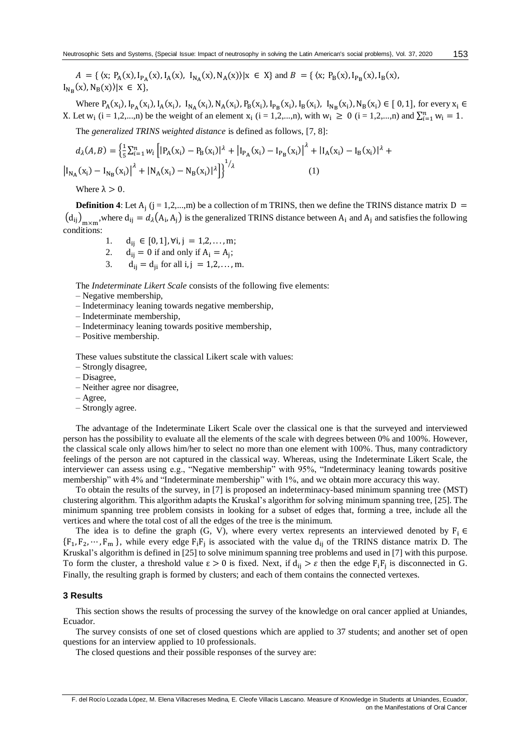$A = \{ \langle x;\ P_A(x), I_{P_A}(x), I_A(x),\ I_{N_A}(x), N_A(x) \rangle | x \in X \}$ and $B = \{ \langle x;\ P_B(x), I_{P_B}(x), I_B(x), I_{N_B}(x), N_B(x) \rangle | x \in X \}$,

Where $P_A(x_i), I_{P_A}(x_i), I_A(x_i),\ I_{N_A}(x_i), N_A(x_i), P_B(x_i), I_{P_B}(x_i), I_B(x_i),\ I_{N_B}(x_i), N_B(x_i) \in [0,1]$, for every $x_i \in X$. Let $w_i$ (i = 1,2,...,n) be the weight of an element $x_i$ (i = 1,2,...,n), with $w_i \geq 0$ (i = 1,2,...,n) and $\sum_{i=1}^{n} w_i = 1$.

The *generalized TRINS weighted distance* is defined as follows, [7, 8]:

$$d_\lambda(A,B) = \left\{ \frac{1}{5} \sum_{i=1}^{n} w_i \left[ |P_A(x_i) - P_B(x_i)|^\lambda + \left|I_{P_A}(x_i) - I_{P_B}(x_i)\right|^\lambda + |I_A(x_i) - I_B(x_i)|^\lambda + \left|I_{N_A}(x_i) - I_{N_B}(x_i)\right|^\lambda + |N_A(x_i) - N_B(x_i)|^\lambda \right] \right\}^{1/\lambda} \quad (1)$$

Where $\lambda > 0$.

**Definition 4**: Let $A_j$ (j = 1,2,...,m) be a collection of m TRINS, then we define the TRINS distance matrix $D = (d_{ij})_{m \times m}$, where $d_{ij} = d_\lambda(A_i, A_j)$ is the generalized TRINS distance between $A_i$ and $A_j$ and satisfies the following conditions:

1. $d_{ij} \in [0,1], \forall i,j = 1,2,\ldots,m$;
2. $d_{ij} = 0$ if and only if $A_i = A_j$;
3. $d_{ij} = d_{ji}$ for all $i,j = 1,2,\ldots,m$.

The *Indeterminate Likert Scale* consists of the following five elements:

– Negative membership,
– Indeterminacy leaning towards negative membership,
– Indeterminate membership,
– Indeterminacy leaning towards positive membership,
– Positive membership.

These values substitute the classical Likert scale with values:

– Strongly disagree,
– Disagree,
– Neither agree nor disagree,
– Agree,
– Strongly agree.

The advantage of the Indeterminate Likert Scale over the classical one is that the surveyed and interviewed person has the possibility to evaluate all the elements of the scale with degrees between 0% and 100%. However, the classical scale only allows him/her to select no more than one element with 100%. Thus, many contradictory feelings of the person are not captured in the classical way. Whereas, using the Indeterminate Likert Scale, the interviewer can assess using e.g., "Negative membership" with 95%, "Indeterminacy leaning towards positive membership" with 4% and "Indeterminate membership" with 1%, and we obtain more accuracy this way.

To obtain the results of the survey, in [7] is proposed an indeterminacy-based minimum spanning tree (MST) clustering algorithm. This algorithm adapts the Kruskal's algorithm for solving minimum spanning tree, [25]. The minimum spanning tree problem consists in looking for a subset of edges that, forming a tree, include all the vertices and where the total cost of all the edges of the tree is the minimum.

The idea is to define the graph (G, V), where every vertex represents an interviewed denoted by $F_i \in \{F_1, F_2, \cdots, F_m\}$, while every edge $F_iF_j$ is associated with the value $d_{ij}$ of the TRINS distance matrix D. The Kruskal's algorithm is defined in [25] to solve minimum spanning tree problems and used in [7] with this purpose. To form the cluster, a threshold value $\varepsilon > 0$ is fixed. Next, if $d_{ij} > \varepsilon$ then the edge $F_iF_j$ is disconnected in G. Finally, the resulting graph is formed by clusters; and each of them contains the connected vertexes.

## 3 Results

This section shows the results of processing the survey of the knowledge on oral cancer applied at Uniandes, Ecuador.

The survey consists of one set of closed questions which are applied to 37 students; and another set of open questions for an interview applied to 10 professionals.

The closed questions and their possible responses of the survey are: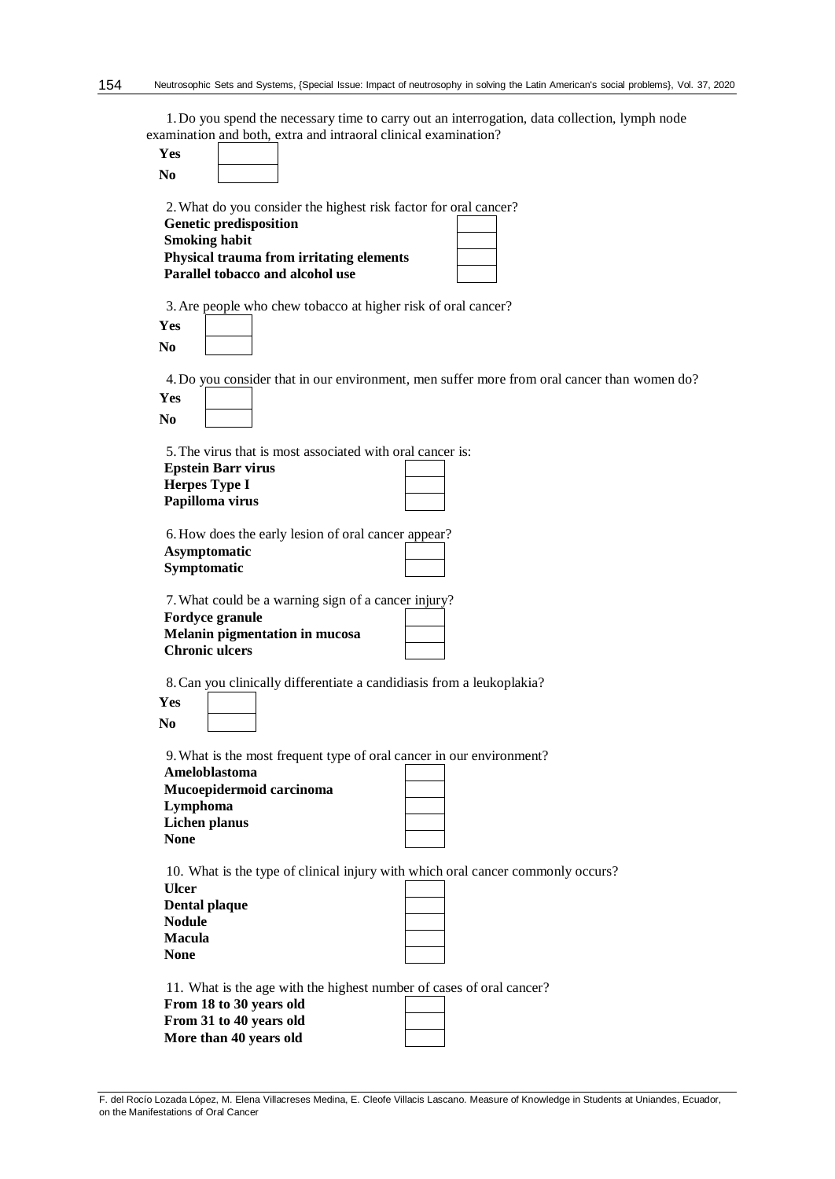1. Do you spend the necessary time to carry out an interrogation, data collection, lymph node examination and both, extra and intraoral clinical examination?

| | |
|---|---|
| **Yes** | |
| **No** | |

2. What do you consider the highest risk factor for oral cancer?

| | |
|---|---|
| **Genetic predisposition** | |
| **Smoking habit** | |
| **Physical trauma from irritating elements** | |
| **Parallel tobacco and alcohol use** | |

3. Are people who chew tobacco at higher risk of oral cancer?

| | |
|---|---|
| **Yes** | |
| **No** | |

4. Do you consider that in our environment, men suffer more from oral cancer than women do?

| | |
|---|---|
| **Yes** | |
| **No** | |

5. The virus that is most associated with oral cancer is:

| | |
|---|---|
| **Epstein Barr virus** | |
| **Herpes Type I** | |
| **Papilloma virus** | |

6. How does the early lesion of oral cancer appear?

| | |
|---|---|
| **Asymptomatic** | |
| **Symptomatic** | |

7. What could be a warning sign of a cancer injury?

| | |
|---|---|
| **Fordyce granule** | |
| **Melanin pigmentation in mucosa** | |
| **Chronic ulcers** | |

8. Can you clinically differentiate a candidiasis from a leukoplakia?

| | |
|---|---|
| **Yes** | |
| **No** | |

9. What is the most frequent type of oral cancer in our environment?

| | |
|---|---|
| **Ameloblastoma** | |
| **Mucoepidermoid carcinoma** | |
| **Lymphoma** | |
| **Lichen planus** | |
| **None** | |

10. What is the type of clinical injury with which oral cancer commonly occurs?

| | |
|---|---|
| **Ulcer** | |
| **Dental plaque** | |
| **Nodule** | |
| **Macula** | |
| **None** | |

11. What is the age with the highest number of cases of oral cancer?

| | |
|---|---|
| **From 18 to 30 years old** | |
| **From 31 to 40 years old** | |
| **More than 40 years old** | |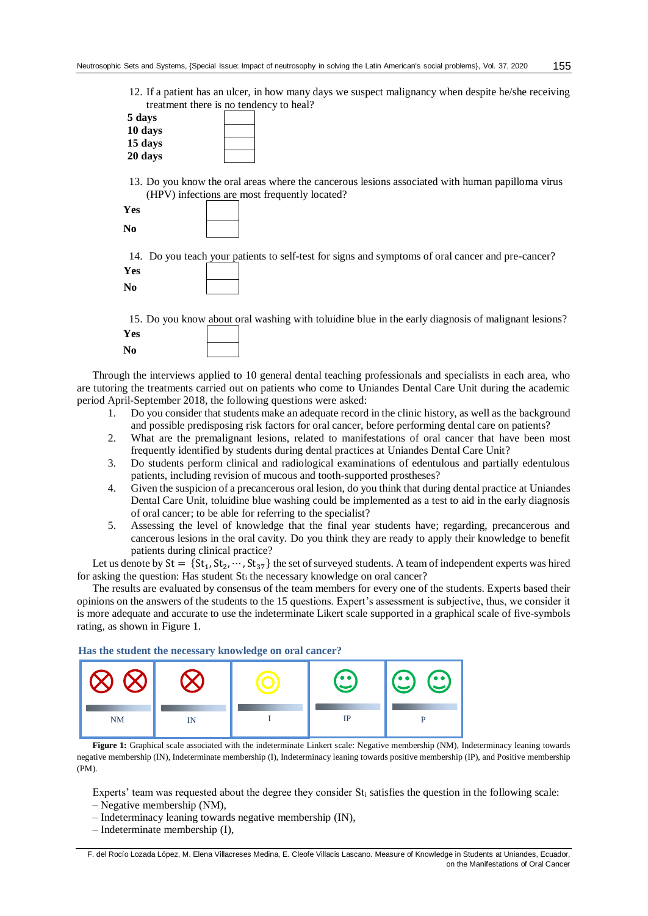12. If a patient has an ulcer, in how many days we suspect malignancy when despite he/she receiving treatment there is no tendency to heal?

| | |
|---|---|
| **5 days** | |
| **10 days** | |
| **15 days** | |
| **20 days** | |

13. Do you know the oral areas where the cancerous lesions associated with human papilloma virus (HPV) infections are most frequently located?

| | |
|---|---|
| **Yes** | |
| **No** | |

14. Do you teach your patients to self-test for signs and symptoms of oral cancer and pre-cancer?

| | |
|---|---|
| **Yes** | |
| **No** | |

15. Do you know about oral washing with toluidine blue in the early diagnosis of malignant lesions?

| | |
|---|---|
| **Yes** | |
| **No** | |

Through the interviews applied to 10 general dental teaching professionals and specialists in each area, who are tutoring the treatments carried out on patients who come to Uniandes Dental Care Unit during the academic period April-September 2018, the following questions were asked:

1. Do you consider that students make an adequate record in the clinic history, as well as the background and possible predisposing risk factors for oral cancer, before performing dental care on patients?
2. What are the premalignant lesions, related to manifestations of oral cancer that have been most frequently identified by students during dental practices at Uniandes Dental Care Unit?
3. Do students perform clinical and radiological examinations of edentulous and partially edentulous patients, including revision of mucous and tooth-supported prostheses?
4. Given the suspicion of a precancerous oral lesion, do you think that during dental practice at Uniandes Dental Care Unit, toluidine blue washing could be implemented as a test to aid in the early diagnosis of oral cancer; to be able for referring to the specialist?
5. Assessing the level of knowledge that the final year students have; regarding, precancerous and cancerous lesions in the oral cavity. Do you think they are ready to apply their knowledge to benefit patients during clinical practice?

Let us denote by $\mathrm{St} = \{\mathrm{St}_1, \mathrm{St}_2, \cdots, \mathrm{St}_{37}\}$ the set of surveyed students. A team of independent experts was hired for asking the question: Has student $\mathrm{St}_i$ the necessary knowledge on oral cancer?

The results are evaluated by consensus of the team members for every one of the students. Experts based their opinions on the answers of the students to the 15 questions. Expert's assessment is subjective, thus, we consider it is more adequate and accurate to use the indeterminate Likert scale supported in a graphical scale of five-symbols rating, as shown in Figure 1.

**Has the student the necessary knowledge on oral cancer?**

| ⊗ ⊗ | ⊗ | ◎ | ☺ | ☺ ☺ |
|---|---|---|---|---|
| NM | IN | I | IP | P |

**Figure 1:** Graphical scale associated with the indeterminate Linkert scale: Negative membership (NM), Indeterminacy leaning towards negative membership (IN), Indeterminate membership (I), Indeterminacy leaning towards positive membership (IP), and Positive membership (PM).

Experts' team was requested about the degree they consider $\mathrm{St}_i$ satisfies the question in the following scale:

– Negative membership (NM),
– Indeterminacy leaning towards negative membership (IN),
– Indeterminate membership (I),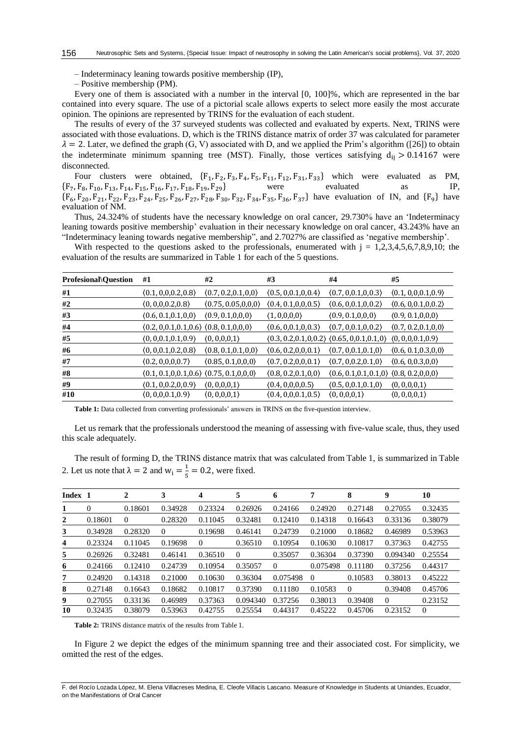– Indeterminacy leaning towards positive membership (IP),

– Positive membership (PM).

Every one of them is associated with a number in the interval [0, 100]%, which are represented in the bar contained into every square. The use of a pictorial scale allows experts to select more easily the most accurate opinion. The opinions are represented by TRINS for the evaluation of each student.

The results of every of the 37 surveyed students was collected and evaluated by experts. Next, TRINS were associated with those evaluations. D, which is the TRINS distance matrix of order 37 was calculated for parameter $\lambda = 2$. Later, we defined the graph (G, V) associated with D, and we applied the Prim's algorithm ([26]) to obtain the indeterminate minimum spanning tree (MST). Finally, those vertices satisfying $d_{ij} > 0.14167$ were disconnected.

Four clusters were obtained, $\{F_1, F_2, F_3, F_4, F_5, F_{11}, F_{12}, F_{31}, F_{33}\}$ which were evaluated as PM, $\{F_7, F_8, F_{10}, F_{13}, F_{14}, F_{15}, F_{16}, F_{17}, F_{18}, F_{19}, F_{29}\}$ were evaluated as IP, $\{F_6, F_{20}, F_{21}, F_{22}, F_{23}, F_{24}, F_{25}, F_{26}, F_{27}, F_{28}, F_{30}, F_{32}, F_{34}, F_{35}, F_{36}, F_{37}\}$ have evaluation of IN, and $\{F_9\}$ have evaluation of NM.

Thus, 24.324% of students have the necessary knowledge on oral cancer, 29.730% have an 'Indeterminacy leaning towards positive membership' evaluation in their necessary knowledge on oral cancer, 43.243% have an "Indeterminacy leaning towards negative membership", and 2.7027% are classified as 'negative membership'.

With respected to the questions asked to the professionals, enumerated with j = 1,2,3,4,5,6,7,8,9,10; the evaluation of the results are summarized in Table 1 for each of the 5 questions.

| Profesional\Question | #1 | #2 | #3 | #4 | #5 |
|---|---|---|---|---|---|
| #1 | ⟨0.1, 0,0,0.2,0.8⟩ | ⟨0.7, 0.2,0.1,0,0⟩ | ⟨0.5, 0,0.1,0,0.4⟩ | ⟨0.7, 0,0.1,0,0.3⟩ | ⟨0.1, 0,0,0.1,0.9⟩ |
| #2 | ⟨0, 0,0,0.2,0.8⟩ | ⟨0.75, 0.05,0,0,0⟩ | ⟨0.4, 0.1,0,0,0.5⟩ | ⟨0.6, 0,0,0.1,0,0.2⟩ | ⟨0.6, 0,0.1,0,0.2⟩ |
| #3 | ⟨0.6, 0.1,0.1,0,0⟩ | ⟨0.9, 0.1,0,0,0⟩ | ⟨1, 0,0,0,0⟩ | ⟨0.9, 0.1,0,0,0⟩ | ⟨0.9, 0.1,0,0,0⟩ |
| #4 | ⟨0.2, 0,0.1,0.1,0.6⟩ | ⟨0.8, 0.1,0,0,0⟩ | ⟨0.6, 0,0.1,0,0.3⟩ | ⟨0.7, 0,0.1,0,0.2⟩ | ⟨0.7, 0.2,0.1,0,0⟩ |
| #5 | ⟨0, 0,0.1,0.1,0.9⟩ | ⟨0, 0,0,0,1⟩ | ⟨0.3, 0.2,0.1,0,0.2⟩ | ⟨0.65, 0,0.1,0.1,0⟩ | ⟨0, 0,0,0.1,0.9⟩ |
| #6 | ⟨0, 0,0.1,0.2,0.8⟩ | ⟨0.8, 0.1,0.1,0,0⟩ | ⟨0.6, 0.2,0,0,0.1⟩ | ⟨0.7, 0,0.1,0.1,0⟩ | ⟨0.6, 0.1,0.3,0,0⟩ |
| #7 | ⟨0.2, 0,0,0,0.7⟩ | ⟨0.85, 0.1,0,0,0⟩ | ⟨0.7, 0.2,0,0,0.1⟩ | ⟨0.7, 0,0.2,0.1,0⟩ | ⟨0.6, 0,0.3,0,0⟩ |
| #8 | ⟨0.1, 0.1,0,0.1,0.6⟩ | ⟨0.75, 0.1,0,0,0⟩ | ⟨0.8, 0.2,0.1,0,0⟩ | ⟨0.6, 0.1,0.1,0.1,0⟩ | ⟨0.8, 0.2,0,0,0⟩ |
| #9 | ⟨0.1, 0,0.2,0,0.9⟩ | ⟨0, 0,0,0,1⟩ | ⟨0.4, 0,0,0,0.5⟩ | ⟨0.5, 0,0.1,0.1,0⟩ | ⟨0, 0,0,0,1⟩ |
| #10 | ⟨0, 0,0,0.1,0.9⟩ | ⟨0, 0,0,0,1⟩ | ⟨0.4, 0,0,0.1,0.5⟩ | ⟨0, 0,0,0,1⟩ | ⟨0, 0,0,0,1⟩ |

**Table 1:** Data collected from converting professionals' answers in TRINS on the five-question interview.

Let us remark that the professionals understood the meaning of assessing with five-value scale, thus, they used this scale adequately.

The result of forming D, the TRINS distance matrix that was calculated from Table 1, is summarized in Table 2. Let us note that $\lambda = 2$ and $w_i = \frac{1}{5} = 0.2$, were fixed.

| Index | 1 | 2 | 3 | 4 | 5 | 6 | 7 | 8 | 9 | 10 |
|---|---|---|---|---|---|---|---|---|---|---|
| 1 | 0 | 0.18601 | 0.34928 | 0.23324 | 0.26926 | 0.24166 | 0.24920 | 0.27148 | 0.27055 | 0.32435 |
| 2 | 0.18601 | 0 | 0.28320 | 0.11045 | 0.32481 | 0.12410 | 0.14318 | 0.16643 | 0.33136 | 0.38079 |
| 3 | 0.34928 | 0.28320 | 0 | 0.19698 | 0.46141 | 0.24739 | 0.21000 | 0.18682 | 0.46989 | 0.53963 |
| 4 | 0.23324 | 0.11045 | 0.19698 | 0 | 0.36510 | 0.10954 | 0.10630 | 0.10817 | 0.37363 | 0.42755 |
| 5 | 0.26926 | 0.32481 | 0.46141 | 0.36510 | 0 | 0.35057 | 0.36304 | 0.37390 | 0.094340 | 0.25554 |
| 6 | 0.24166 | 0.12410 | 0.24739 | 0.10954 | 0.35057 | 0 | 0.075498 | 0.11180 | 0.37256 | 0.44317 |
| 7 | 0.24920 | 0.14318 | 0.21000 | 0.10630 | 0.36304 | 0.075498 | 0 | 0.10583 | 0.38013 | 0.45222 |
| 8 | 0.27148 | 0.16643 | 0.18682 | 0.10817 | 0.37390 | 0.11180 | 0.10583 | 0 | 0.39408 | 0.45706 |
| 9 | 0.27055 | 0.33136 | 0.46989 | 0.37363 | 0.094340 | 0.37256 | 0.38013 | 0.39408 | 0 | 0.23152 |
| 10 | 0.32435 | 0.38079 | 0.53963 | 0.42755 | 0.25554 | 0.44317 | 0.45222 | 0.45706 | 0.23152 | 0 |

**Table 2:** TRINS distance matrix of the results from Table 1.

In Figure 2 we depict the edges of the minimum spanning tree and their associated cost. For simplicity, we omitted the rest of the edges.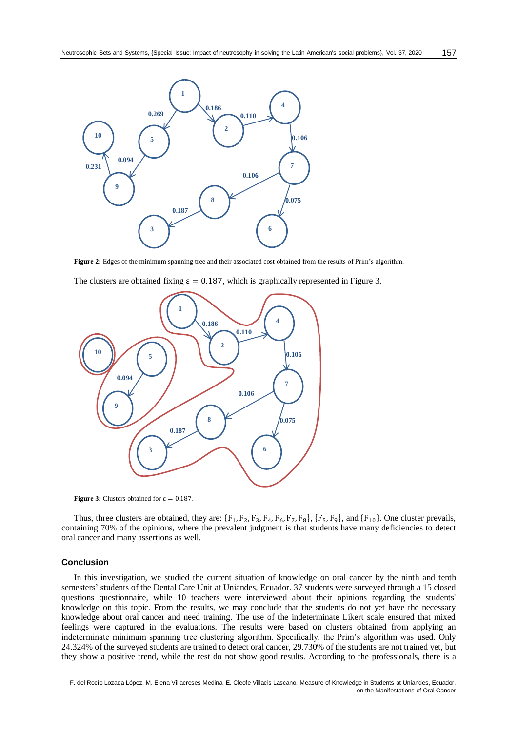**Figure 2:** Edges of the minimum spanning tree and their associated cost obtained from the results of Prim's algorithm.

The clusters are obtained fixing $\varepsilon = 0.187$, which is graphically represented in Figure 3.

**Figure 3:** Clusters obtained for $\varepsilon = 0.187$.

Thus, three clusters are obtained, they are: $\{F_1, F_2, F_3, F_4, F_6, F_7, F_8\}$, $\{F_5, F_9\}$, and $\{F_{10}\}$. One cluster prevails, containing 70% of the opinions, where the prevalent judgment is that students have many deficiencies to detect oral cancer and many assertions as well.

## Conclusion

In this investigation, we studied the current situation of knowledge on oral cancer by the ninth and tenth semesters' students of the Dental Care Unit at Uniandes, Ecuador. 37 students were surveyed through a 15 closed questions questionnaire, while 10 teachers were interviewed about their opinions regarding the students' knowledge on this topic. From the results, we may conclude that the students do not yet have the necessary knowledge about oral cancer and need training. The use of the indeterminate Likert scale ensured that mixed feelings were captured in the evaluations. The results were based on clusters obtained from applying an indeterminate minimum spanning tree clustering algorithm. Specifically, the Prim's algorithm was used. Only 24.324% of the surveyed students are trained to detect oral cancer, 29.730% of the students are not trained yet, but they show a positive trend, while the rest do not show good results. According to the professionals, there is a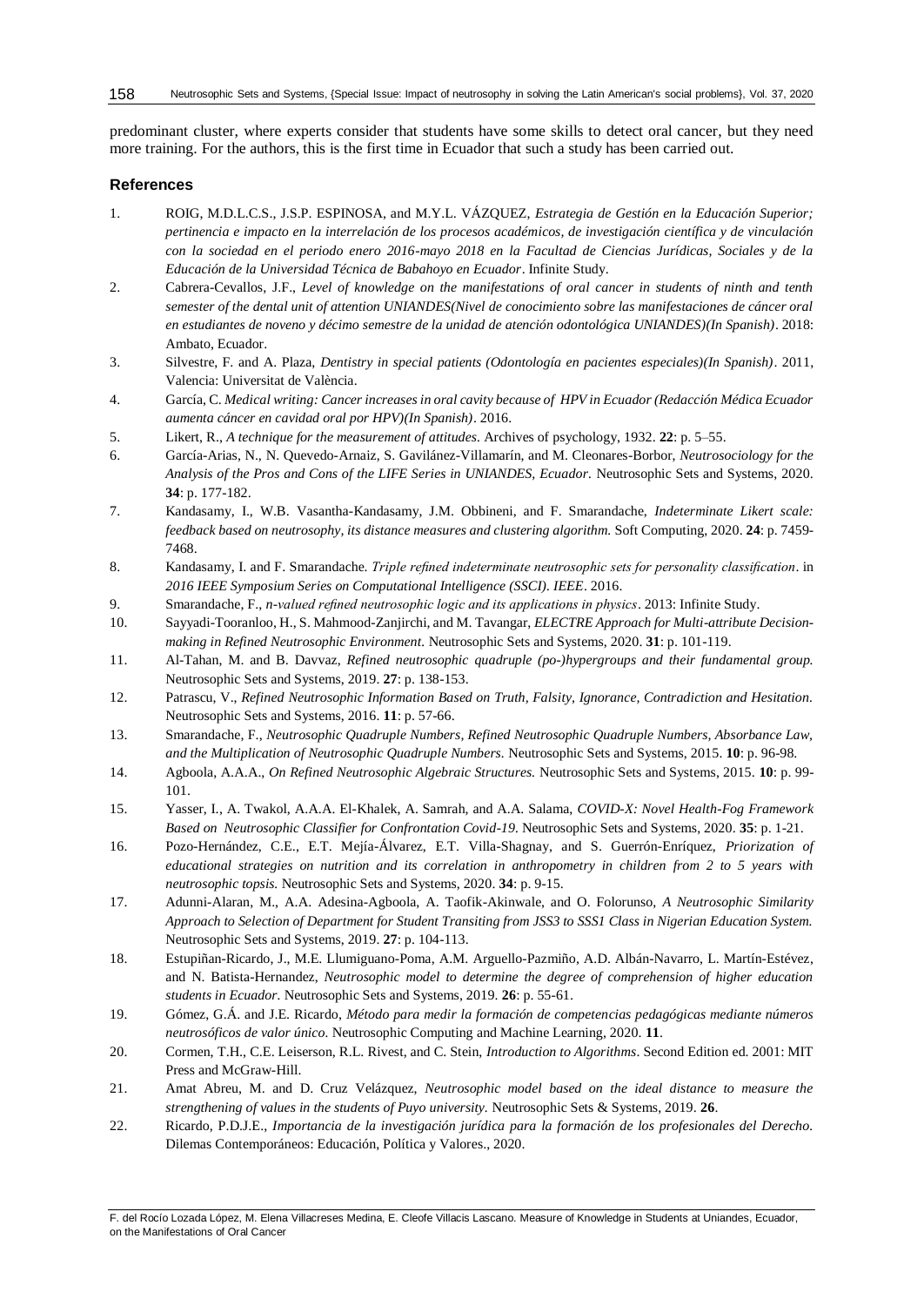predominant cluster, where experts consider that students have some skills to detect oral cancer, but they need more training. For the authors, this is the first time in Ecuador that such a study has been carried out.

## References

1. ROIG, M.D.L.C.S., J.S.P. ESPINOSA, and M.Y.L. VÁZQUEZ, *Estrategia de Gestión en la Educación Superior; pertinencia e impacto en la interrelación de los procesos académicos, de investigación científica y de vinculación con la sociedad en el periodo enero 2016-mayo 2018 en la Facultad de Ciencias Jurídicas, Sociales y de la Educación de la Universidad Técnica de Babahoyo en Ecuador*. Infinite Study.
2. Cabrera-Cevallos, J.F., *Level of knowledge on the manifestations of oral cancer in students of ninth and tenth semester of the dental unit of attention UNIANDES(Nivel de conocimiento sobre las manifestaciones de cáncer oral en estudiantes de noveno y décimo semestre de la unidad de atención odontológica UNIANDES)(In Spanish)*. 2018: Ambato, Ecuador.
3. Silvestre, F. and A. Plaza, *Dentistry in special patients (Odontología en pacientes especiales)(In Spanish)*. 2011, Valencia: Universitat de València.
4. García, C. *Medical writing: Cancer increases in oral cavity because of HPV in Ecuador (Redacción Médica Ecuador aumenta cáncer en cavidad oral por HPV)(In Spanish)*. 2016.
5. Likert, R., *A technique for the measurement of attitudes.* Archives of psychology, 1932. **22**: p. 5–55.
6. García-Arias, N., N. Quevedo-Arnaiz, S. Gavilánez-Villamarín, and M. Cleonares-Borbor, *Neutrosociology for the Analysis of the Pros and Cons of the LIFE Series in UNIANDES, Ecuador.* Neutrosophic Sets and Systems, 2020. **34**: p. 177-182.
7. Kandasamy, I., W.B. Vasantha-Kandasamy, J.M. Obbineni, and F. Smarandache, *Indeterminate Likert scale: feedback based on neutrosophy, its distance measures and clustering algorithm.* Soft Computing, 2020. **24**: p. 7459-7468.
8. Kandasamy, I. and F. Smarandache. *Triple refined indeterminate neutrosophic sets for personality classification*. in *2016 IEEE Symposium Series on Computational Intelligence (SSCI). IEEE*. 2016.
9. Smarandache, F., *n-valued refined neutrosophic logic and its applications in physics*. 2013: Infinite Study.
10. Sayyadi-Tooranloo, H., S. Mahmood-Zanjirchi, and M. Tavangar, *ELECTRE Approach for Multi-attribute Decision-making in Refined Neutrosophic Environment.* Neutrosophic Sets and Systems, 2020. **31**: p. 101-119.
11. Al-Tahan, M. and B. Davvaz, *Refined neutrosophic quadruple (po-)hypergroups and their fundamental group.* Neutrosophic Sets and Systems, 2019. **27**: p. 138-153.
12. Patrascu, V., *Refined Neutrosophic Information Based on Truth, Falsity, Ignorance, Contradiction and Hesitation.* Neutrosophic Sets and Systems, 2016. **11**: p. 57-66.
13. Smarandache, F., *Neutrosophic Quadruple Numbers, Refined Neutrosophic Quadruple Numbers, Absorbance Law, and the Multiplication of Neutrosophic Quadruple Numbers.* Neutrosophic Sets and Systems, 2015. **10**: p. 96-98.
14. Agboola, A.A.A., *On Refined Neutrosophic Algebraic Structures.* Neutrosophic Sets and Systems, 2015. **10**: p. 99-101.
15. Yasser, I., A. Twakol, A.A.A. El-Khalek, A. Samrah, and A.A. Salama, *COVID-X: Novel Health-Fog Framework Based on Neutrosophic Classifier for Confrontation Covid-19.* Neutrosophic Sets and Systems, 2020. **35**: p. 1-21.
16. Pozo-Hernández, C.E., E.T. Mejía-Álvarez, E.T. Villa-Shagnay, and S. Guerrón-Enríquez, *Priorization of educational strategies on nutrition and its correlation in anthropometry in children from 2 to 5 years with neutrosophic topsis.* Neutrosophic Sets and Systems, 2020. **34**: p. 9-15.
17. Adunni-Alaran, M., A.A. Adesina-Agboola, A. Taofik-Akinwale, and O. Folorunso, *A Neutrosophic Similarity Approach to Selection of Department for Student Transiting from JSS3 to SSS1 Class in Nigerian Education System.* Neutrosophic Sets and Systems, 2019. **27**: p. 104-113.
18. Estupiñan-Ricardo, J., M.E. Llumiguano-Poma, A.M. Arguello-Pazmiño, A.D. Albán-Navarro, L. Martín-Estévez, and N. Batista-Hernandez, *Neutrosophic model to determine the degree of comprehension of higher education students in Ecuador.* Neutrosophic Sets and Systems, 2019. **26**: p. 55-61.
19. Gómez, G.Á. and J.E. Ricardo, *Método para medir la formación de competencias pedagógicas mediante números neutrosóficos de valor único.* Neutrosophic Computing and Machine Learning, 2020. **11**.
20. Cormen, T.H., C.E. Leiserson, R.L. Rivest, and C. Stein, *Introduction to Algorithms*. Second Edition ed. 2001: MIT Press and McGraw-Hill.
21. Amat Abreu, M. and D. Cruz Velázquez, *Neutrosophic model based on the ideal distance to measure the strengthening of values in the students of Puyo university.* Neutrosophic Sets & Systems, 2019. **26**.
22. Ricardo, P.D.J.E., *Importancia de la investigación jurídica para la formación de los profesionales del Derecho.* Dilemas Contemporáneos: Educación, Política y Valores., 2020.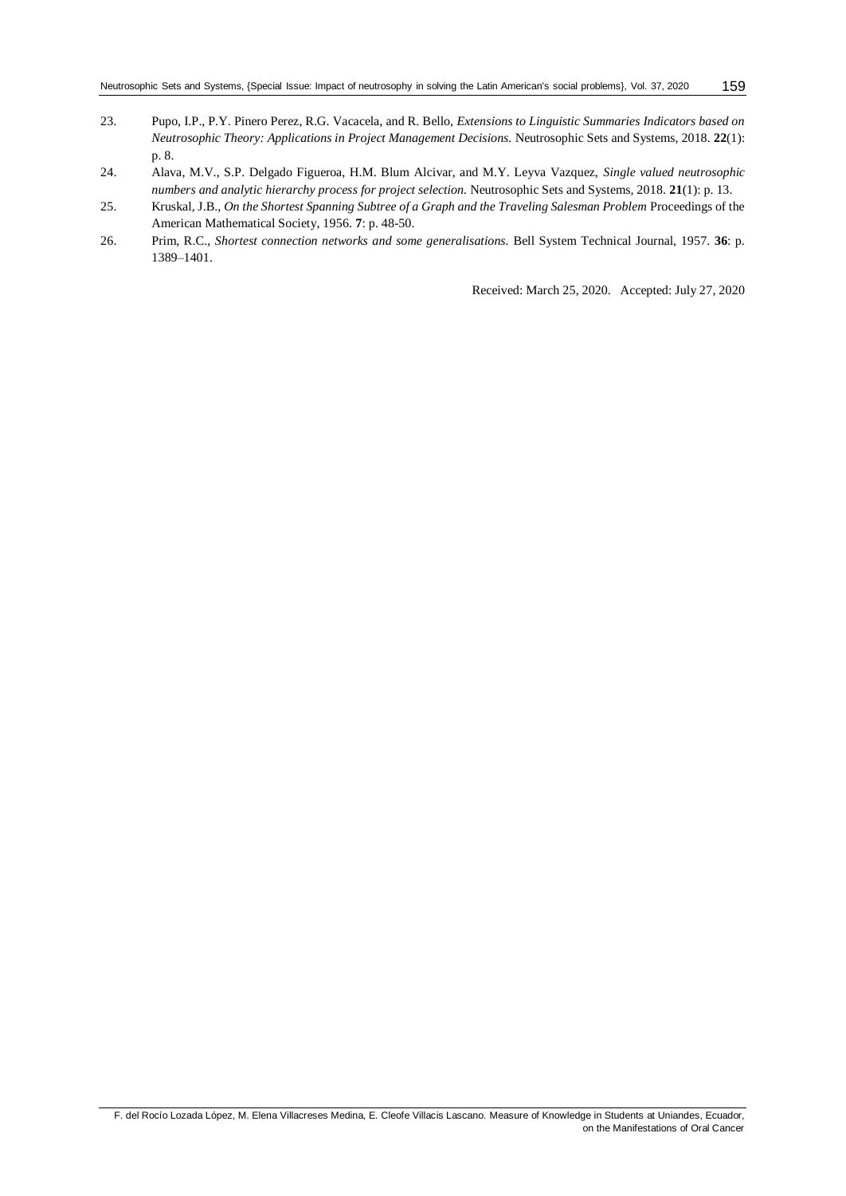23. Pupo, I.P., P.Y. Pinero Perez, R.G. Vacacela, and R. Bello, *Extensions to Linguistic Summaries Indicators based on Neutrosophic Theory: Applications in Project Management Decisions.* Neutrosophic Sets and Systems, 2018. **22**(1): p. 8.
24. Alava, M.V., S.P. Delgado Figueroa, H.M. Blum Alcivar, and M.Y. Leyva Vazquez, *Single valued neutrosophic numbers and analytic hierarchy process for project selection.* Neutrosophic Sets and Systems, 2018. **21**(1): p. 13.
25. Kruskal, J.B., *On the Shortest Spanning Subtree of a Graph and the Traveling Salesman Problem* Proceedings of the American Mathematical Society, 1956. **7**: p. 48-50.
26. Prim, R.C., *Shortest connection networks and some generalisations.* Bell System Technical Journal, 1957. **36**: p. 1389–1401.

Received: March 25, 2020. Accepted: July 27, 2020